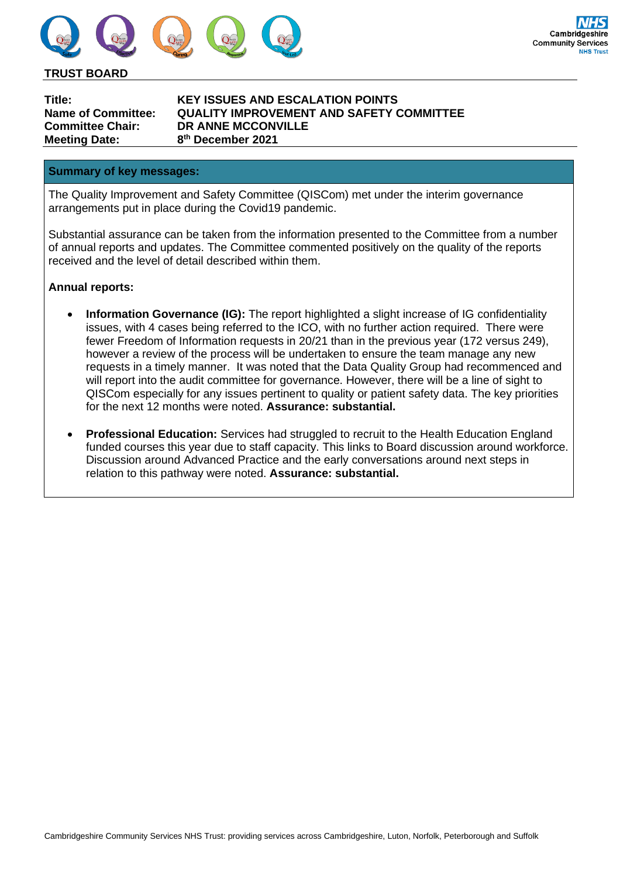**TRUST BOARD**

| | |
|---|---|
| **Title:** | **KEY ISSUES AND ESCALATION POINTS** |
| **Name of Committee:** | **QUALITY IMPROVEMENT AND SAFETY COMMITTEE** |
| **Committee Chair:** | **DR ANNE MCCONVILLE** |
| **Meeting Date:** | **8th December 2021** |

## Summary of key messages:

The Quality Improvement and Safety Committee (QISCom) met under the interim governance arrangements put in place during the Covid19 pandemic.

Substantial assurance can be taken from the information presented to the Committee from a number of annual reports and updates. The Committee commented positively on the quality of the reports received and the level of detail described within them.

**Annual reports:**

- **Information Governance (IG):** The report highlighted a slight increase of IG confidentiality issues, with 4 cases being referred to the ICO, with no further action required. There were fewer Freedom of Information requests in 20/21 than in the previous year (172 versus 249), however a review of the process will be undertaken to ensure the team manage any new requests in a timely manner. It was noted that the Data Quality Group had recommenced and will report into the audit committee for governance. However, there will be a line of sight to QISCom especially for any issues pertinent to quality or patient safety data. The key priorities for the next 12 months were noted. **Assurance: substantial.**

- **Professional Education:** Services had struggled to recruit to the Health Education England funded courses this year due to staff capacity. This links to Board discussion around workforce. Discussion around Advanced Practice and the early conversations around next steps in relation to this pathway were noted. **Assurance: substantial.**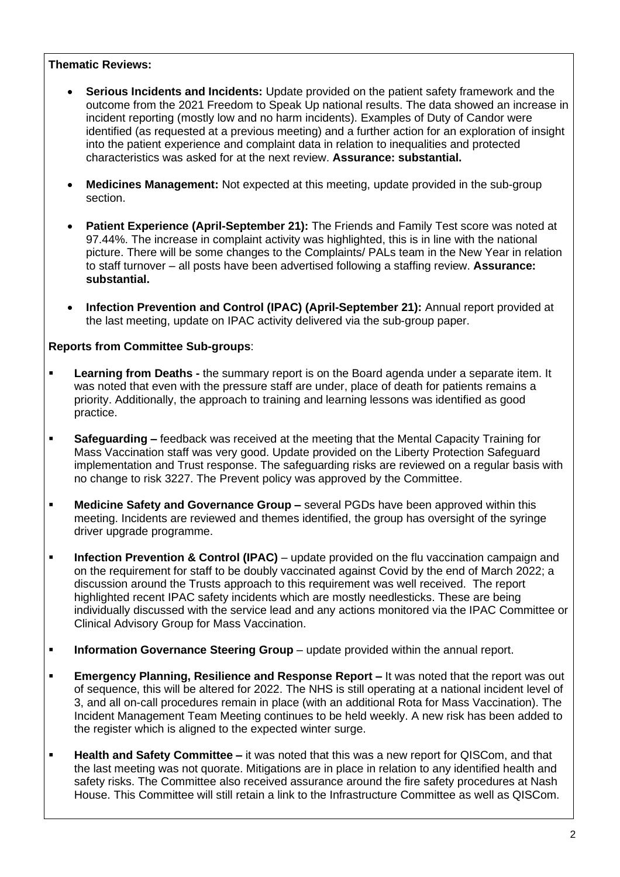**Thematic Reviews:**

- **Serious Incidents and Incidents:** Update provided on the patient safety framework and the outcome from the 2021 Freedom to Speak Up national results. The data showed an increase in incident reporting (mostly low and no harm incidents). Examples of Duty of Candor were identified (as requested at a previous meeting) and a further action for an exploration of insight into the patient experience and complaint data in relation to inequalities and protected characteristics was asked for at the next review. **Assurance: substantial.**

- **Medicines Management:** Not expected at this meeting, update provided in the sub-group section.

- **Patient Experience (April-September 21):** The Friends and Family Test score was noted at 97.44%. The increase in complaint activity was highlighted, this is in line with the national picture. There will be some changes to the Complaints/ PALs team in the New Year in relation to staff turnover – all posts have been advertised following a staffing review. **Assurance: substantial.**

- **Infection Prevention and Control (IPAC) (April-September 21):** Annual report provided at the last meeting, update on IPAC activity delivered via the sub-group paper.

**Reports from Committee Sub-groups**:

- **Learning from Deaths -** the summary report is on the Board agenda under a separate item. It was noted that even with the pressure staff are under, place of death for patients remains a priority. Additionally, the approach to training and learning lessons was identified as good practice.

- **Safeguarding –** feedback was received at the meeting that the Mental Capacity Training for Mass Vaccination staff was very good. Update provided on the Liberty Protection Safeguard implementation and Trust response. The safeguarding risks are reviewed on a regular basis with no change to risk 3227. The Prevent policy was approved by the Committee.

- **Medicine Safety and Governance Group –** several PGDs have been approved within this meeting. Incidents are reviewed and themes identified, the group has oversight of the syringe driver upgrade programme.

- **Infection Prevention & Control (IPAC)** – update provided on the flu vaccination campaign and on the requirement for staff to be doubly vaccinated against Covid by the end of March 2022; a discussion around the Trusts approach to this requirement was well received. The report highlighted recent IPAC safety incidents which are mostly needlesticks. These are being individually discussed with the service lead and any actions monitored via the IPAC Committee or Clinical Advisory Group for Mass Vaccination.

- **Information Governance Steering Group** – update provided within the annual report.

- **Emergency Planning, Resilience and Response Report –** It was noted that the report was out of sequence, this will be altered for 2022. The NHS is still operating at a national incident level of 3, and all on-call procedures remain in place (with an additional Rota for Mass Vaccination). The Incident Management Team Meeting continues to be held weekly. A new risk has been added to the register which is aligned to the expected winter surge.

- **Health and Safety Committee –** it was noted that this was a new report for QISCom, and that the last meeting was not quorate. Mitigations are in place in relation to any identified health and safety risks. The Committee also received assurance around the fire safety procedures at Nash House. This Committee will still retain a link to the Infrastructure Committee as well as QISCom.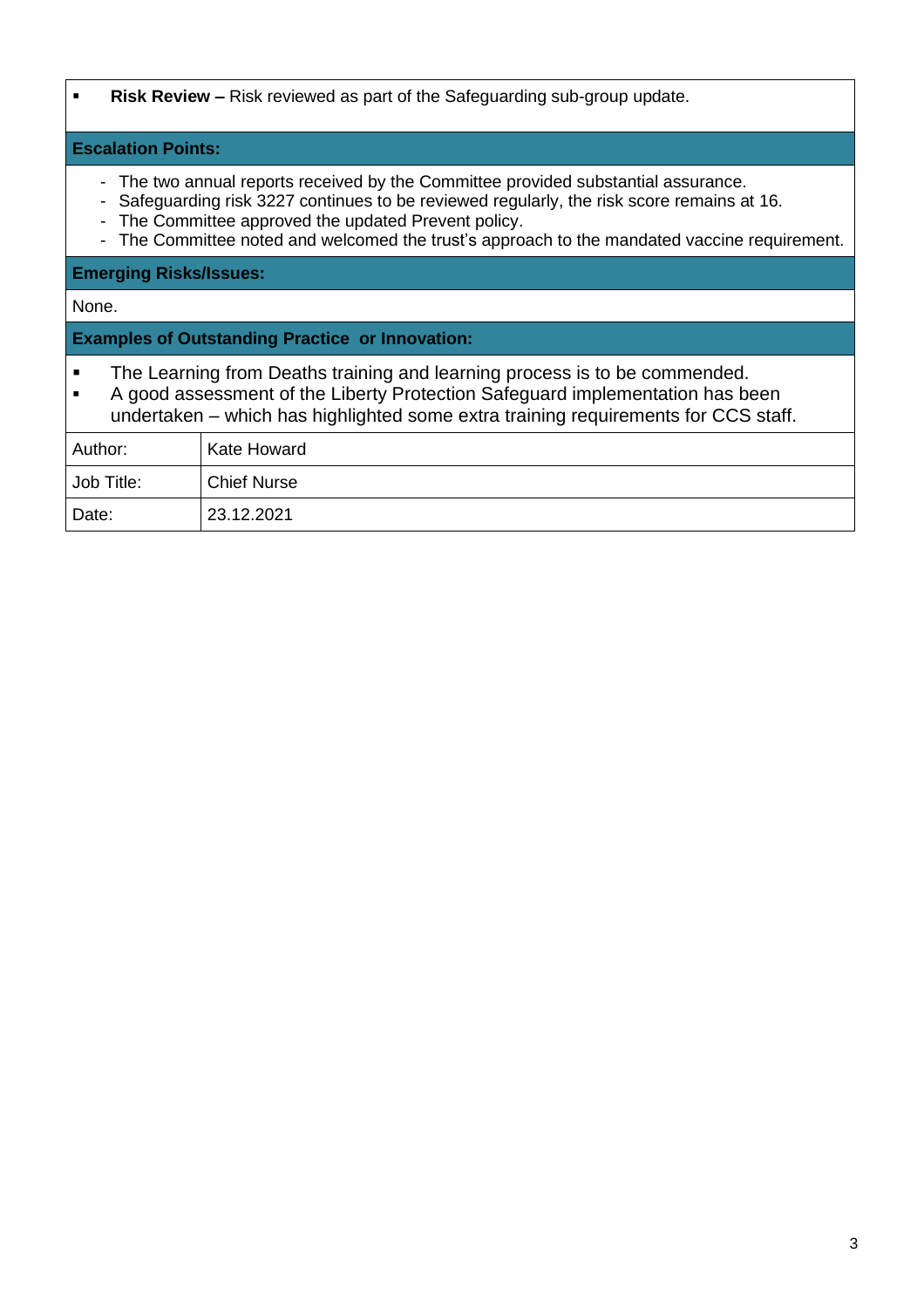- **Risk Review –** Risk reviewed as part of the Safeguarding sub-group update.

**Escalation Points:**

- The two annual reports received by the Committee provided substantial assurance.
- Safeguarding risk 3227 continues to be reviewed regularly, the risk score remains at 16.
- The Committee approved the updated Prevent policy.
- The Committee noted and welcomed the trust's approach to the mandated vaccine requirement.

**Emerging Risks/Issues:**

None.

**Examples of Outstanding Practice or Innovation:**

- The Learning from Deaths training and learning process is to be commended.
- A good assessment of the Liberty Protection Safeguard implementation has been undertaken – which has highlighted some extra training requirements for CCS staff.

| | |
|---|---|
| Author: | Kate Howard |
| Job Title: | Chief Nurse |
| Date: | 23.12.2021 |